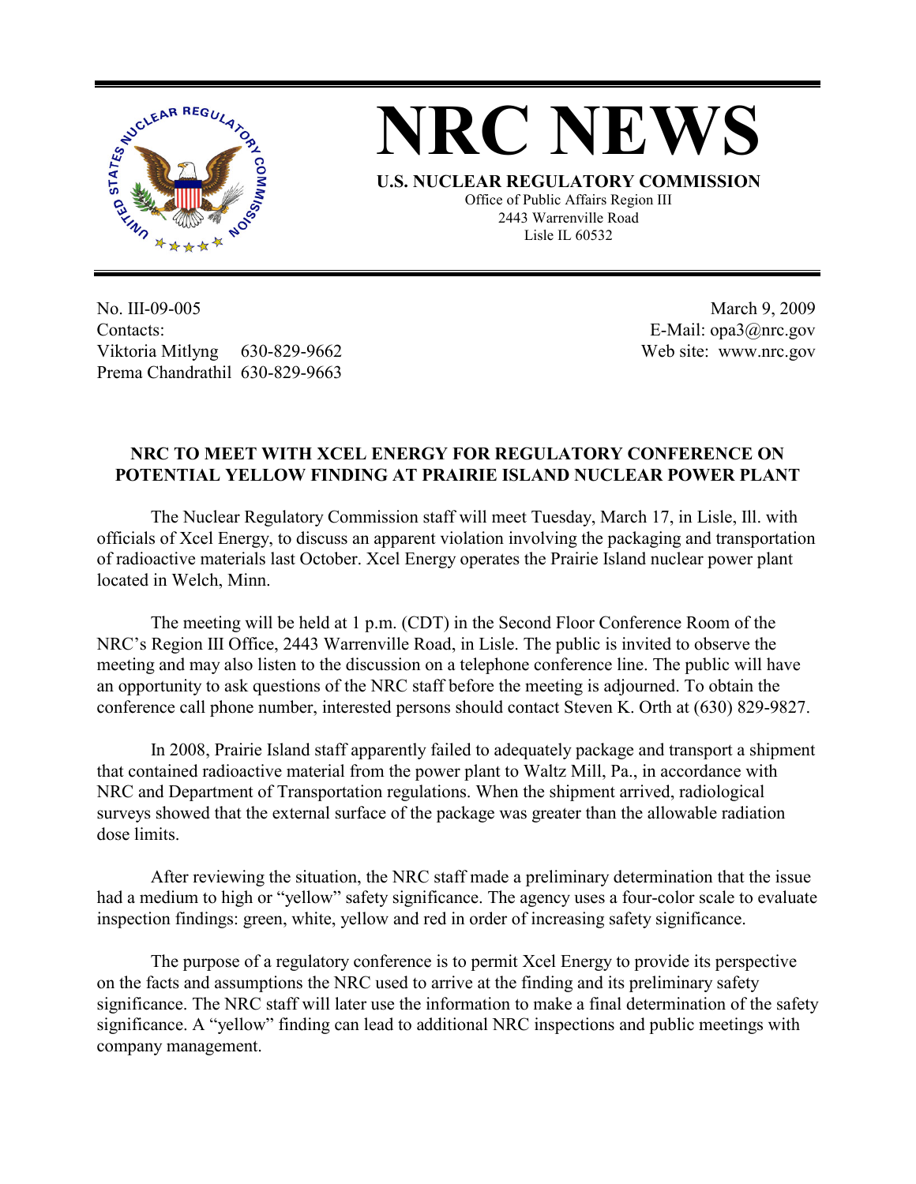# NRC NEWS

**U.S. NUCLEAR REGULATORY COMMISSION**

Office of Public Affairs Region III
2443 Warrenville Road
Lisle IL 60532

No. III-09-005
Contacts:
Viktoria Mitlyng 630-829-9662
Prema Chandrathil 630-829-9663

March 9, 2009
E-Mail: opa3@nrc.gov
Web site: www.nrc.gov

## NRC TO MEET WITH XCEL ENERGY FOR REGULATORY CONFERENCE ON POTENTIAL YELLOW FINDING AT PRAIRIE ISLAND NUCLEAR POWER PLANT

The Nuclear Regulatory Commission staff will meet Tuesday, March 17, in Lisle, Ill. with officials of Xcel Energy, to discuss an apparent violation involving the packaging and transportation of radioactive materials last October. Xcel Energy operates the Prairie Island nuclear power plant located in Welch, Minn.

The meeting will be held at 1 p.m. (CDT) in the Second Floor Conference Room of the NRC's Region III Office, 2443 Warrenville Road, in Lisle. The public is invited to observe the meeting and may also listen to the discussion on a telephone conference line. The public will have an opportunity to ask questions of the NRC staff before the meeting is adjourned. To obtain the conference call phone number, interested persons should contact Steven K. Orth at (630) 829-9827.

In 2008, Prairie Island staff apparently failed to adequately package and transport a shipment that contained radioactive material from the power plant to Waltz Mill, Pa., in accordance with NRC and Department of Transportation regulations. When the shipment arrived, radiological surveys showed that the external surface of the package was greater than the allowable radiation dose limits.

After reviewing the situation, the NRC staff made a preliminary determination that the issue had a medium to high or "yellow" safety significance. The agency uses a four-color scale to evaluate inspection findings: green, white, yellow and red in order of increasing safety significance.

The purpose of a regulatory conference is to permit Xcel Energy to provide its perspective on the facts and assumptions the NRC used to arrive at the finding and its preliminary safety significance. The NRC staff will later use the information to make a final determination of the safety significance. A "yellow" finding can lead to additional NRC inspections and public meetings with company management.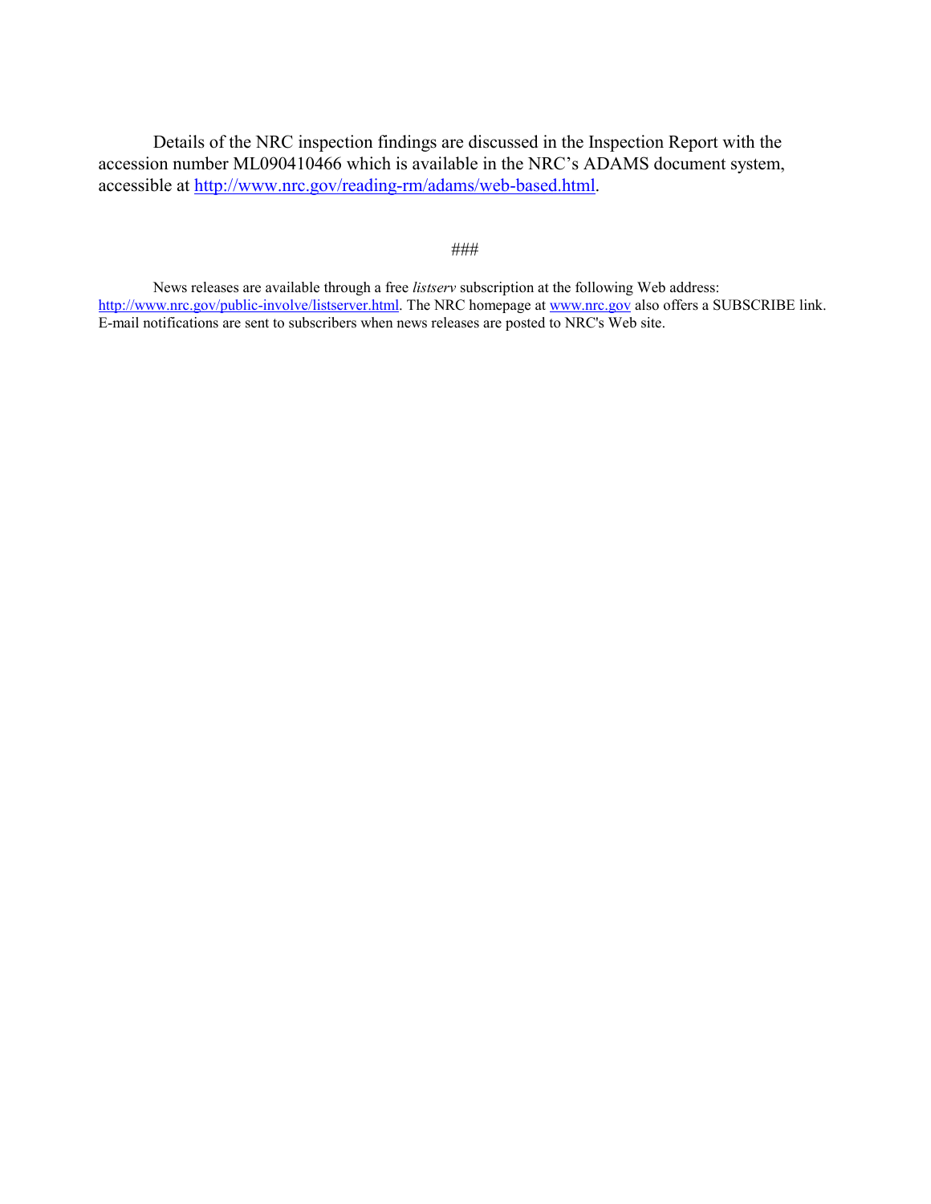Details of the NRC inspection findings are discussed in the Inspection Report with the accession number ML090410466 which is available in the NRC's ADAMS document system, accessible at http://www.nrc.gov/reading-rm/adams/web-based.html.

###

News releases are available through a free *listserv* subscription at the following Web address: http://www.nrc.gov/public-involve/listserver.html. The NRC homepage at www.nrc.gov also offers a SUBSCRIBE link. E-mail notifications are sent to subscribers when news releases are posted to NRC's Web site.